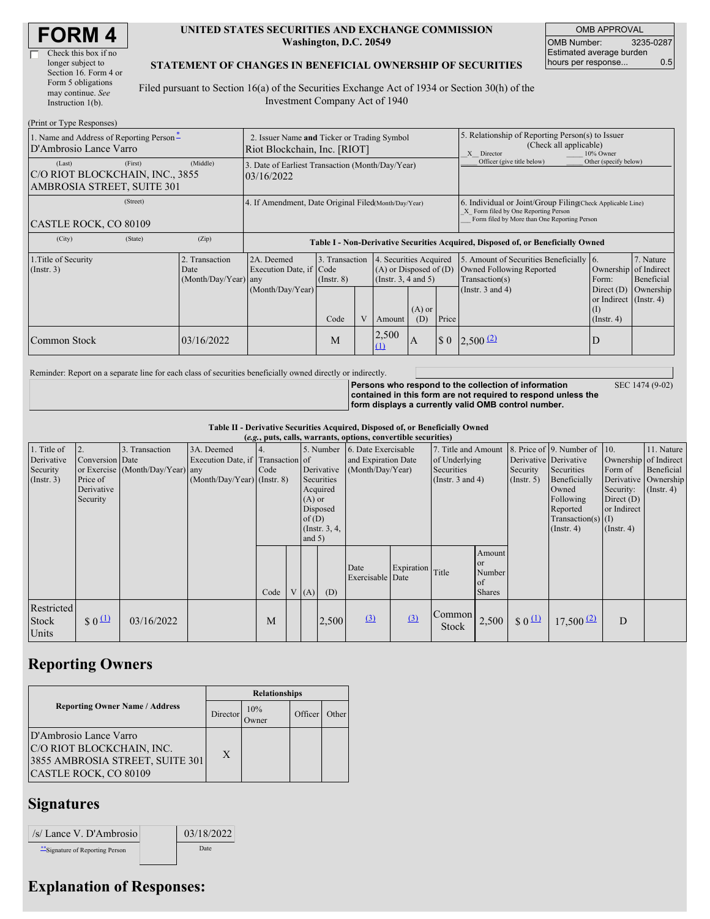# FORM 4

☐ Check this box if no longer subject to Section 16. Form 4 or Form 5 obligations may continue. *See* Instruction 1(b).

**UNITED STATES SECURITIES AND EXCHANGE COMMISSION**
**Washington, D.C. 20549**

**STATEMENT OF CHANGES IN BENEFICIAL OWNERSHIP OF SECURITIES**

Filed pursuant to Section 16(a) of the Securities Exchange Act of 1934 or Section 30(h) of the Investment Company Act of 1940

| OMB APPROVAL | |
|---|---|
| OMB Number: | 3235-0287 |
| Estimated average burden hours per response... | 0.5 |

(Print or Type Responses)

| | | |
|---|---|---|
| 1. Name and Address of Reporting Person * D'Ambrosio Lance Varro | 2. Issuer Name **and** Ticker or Trading Symbol Riot Blockchain, Inc. [RIOT] | 5. Relationship of Reporting Person(s) to Issuer (Check all applicable) _X_ Director ___ 10% Owner ___ Officer (give title below) ___ Other (specify below) |
| (Last) (First) (Middle) C/O RIOT BLOCKCHAIN, INC., 3855 AMBROSIA STREET, SUITE 301 | 3. Date of Earliest Transaction (Month/Day/Year) 03/16/2022 | |
| (Street) CASTLE ROCK, CO 80109 | 4. If Amendment, Date Original Filed (Month/Day/Year) | 6. Individual or Joint/Group Filing (Check Applicable Line) _X_ Form filed by One Reporting Person ___ Form filed by More than One Reporting Person |
| (City) (State) (Zip) | | |

**Table I - Non-Derivative Securities Acquired, Disposed of, or Beneficially Owned**

| 1.Title of Security (Instr. 3) | 2. Transaction Date (Month/Day/Year) | 2A. Deemed Execution Date, if any (Month/Day/Year) | 3. Transaction Code (Instr. 8) | | 4. Securities Acquired (A) or Disposed of (D) (Instr. 3, 4 and 5) | | | 5. Amount of Securities Beneficially Owned Following Reported Transaction(s) (Instr. 3 and 4) | 6. Ownership Form: Direct (D) or Indirect (I) (Instr. 4) | 7. Nature of Indirect Beneficial Ownership (Instr. 4) |
|---|---|---|---|---|---|---|---|---|---|---|
| | | | Code | V | Amount | (A) or (D) | Price | | | |
| Common Stock | 03/16/2022 | | M | | 2,500 (1) | A | $ 0 | 2,500 (2) | D | |

Reminder: Report on a separate line for each class of securities beneficially owned directly or indirectly.

**Persons who respond to the collection of information contained in this form are not required to respond unless the form displays a currently valid OMB control number.** SEC 1474 (9-02)

**Table II - Derivative Securities Acquired, Disposed of, or Beneficially Owned**
***(e.g.*, puts, calls, warrants, options, convertible securities)**

| 1. Title of Derivative Security (Instr. 3) | 2. Conversion or Exercise Price of Derivative Security | 3. Transaction Date (Month/Day/Year) | 3A. Deemed Execution Date, if any (Month/Day/Year) | 4. Transaction Code (Instr. 8) | | 5. Number of Derivative Securities Acquired (A) or Disposed of (D) (Instr. 3, 4, and 5) | | 6. Date Exercisable and Expiration Date (Month/Day/Year) | | 7. Title and Amount of Underlying Securities (Instr. 3 and 4) | | 8. Price of Derivative Security (Instr. 5) | 9. Number of Derivative Securities Beneficially Owned Following Reported Transaction(s) (Instr. 4) | 10. Ownership Form of Derivative Security: Direct (D) or Indirect (I) (Instr. 4) | 11. Nature of Indirect Beneficial Ownership (Instr. 4) |
|---|---|---|---|---|---|---|---|---|---|---|---|---|---|---|---|
| | | | | Code | V | (A) | (D) | Date Exercisable | Expiration Date | Title | Amount or Number of Shares | | | | |
| Restricted Stock Units | $ 0 (1) | 03/16/2022 | | M | | | 2,500 | (3) | (3) | Common Stock | 2,500 | $ 0 (1) | 17,500 (2) | D | |

## Reporting Owners

| Reporting Owner Name / Address | Relationships | | | |
|---|---|---|---|---|
| | Director | 10% Owner | Officer | Other |
| D'Ambrosio Lance Varro C/O RIOT BLOCKCHAIN, INC. 3855 AMBROSIA STREET, SUITE 301 CASTLE ROCK, CO 80109 | X | | | |

## Signatures

| /s/ Lance V. D'Ambrosio | 03/18/2022 |
|---|---|
| **Signature of Reporting Person | Date |

## Explanation of Responses: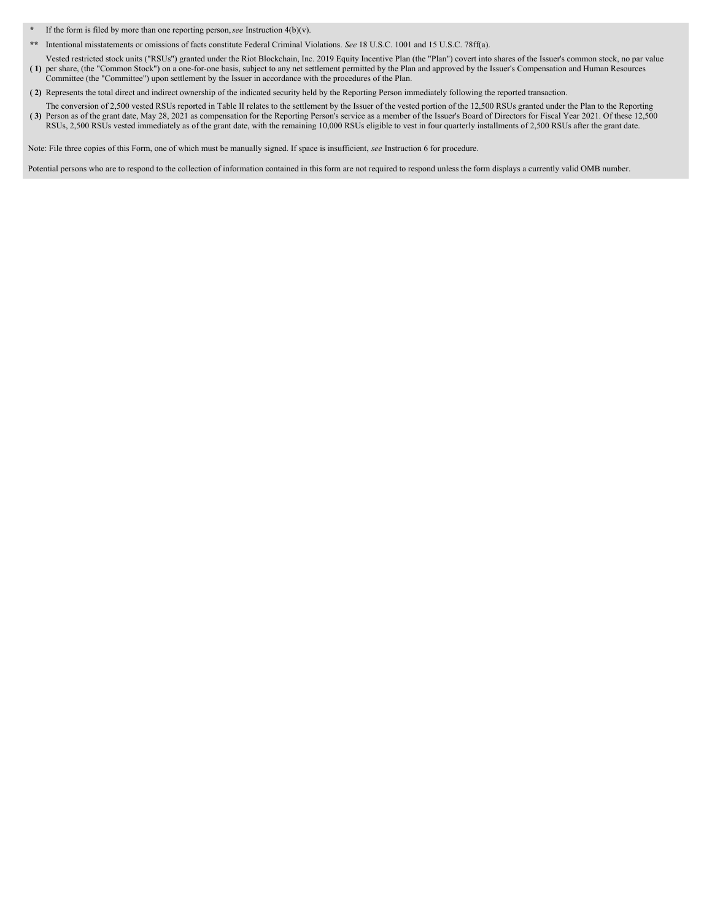\* If the form is filed by more than one reporting person, *see* Instruction 4(b)(v).

\*\* Intentional misstatements or omissions of facts constitute Federal Criminal Violations. *See* 18 U.S.C. 1001 and 15 U.S.C. 78ff(a).

**( 1)** Vested restricted stock units ("RSUs") granted under the Riot Blockchain, Inc. 2019 Equity Incentive Plan (the "Plan") covert into shares of the Issuer's common stock, no par value per share, (the "Common Stock") on a one-for-one basis, subject to any net settlement permitted by the Plan and approved by the Issuer's Compensation and Human Resources Committee (the "Committee") upon settlement by the Issuer in accordance with the procedures of the Plan.

**( 2)** Represents the total direct and indirect ownership of the indicated security held by the Reporting Person immediately following the reported transaction.

**( 3)** The conversion of 2,500 vested RSUs reported in Table II relates to the settlement by the Issuer of the vested portion of the 12,500 RSUs granted under the Plan to the Reporting Person as of the grant date, May 28, 2021 as compensation for the Reporting Person's service as a member of the Issuer's Board of Directors for Fiscal Year 2021. Of these 12,500 RSUs, 2,500 RSUs vested immediately as of the grant date, with the remaining 10,000 RSUs eligible to vest in four quarterly installments of 2,500 RSUs after the grant date.

Note: File three copies of this Form, one of which must be manually signed. If space is insufficient, *see* Instruction 6 for procedure.

Potential persons who are to respond to the collection of information contained in this form are not required to respond unless the form displays a currently valid OMB number.